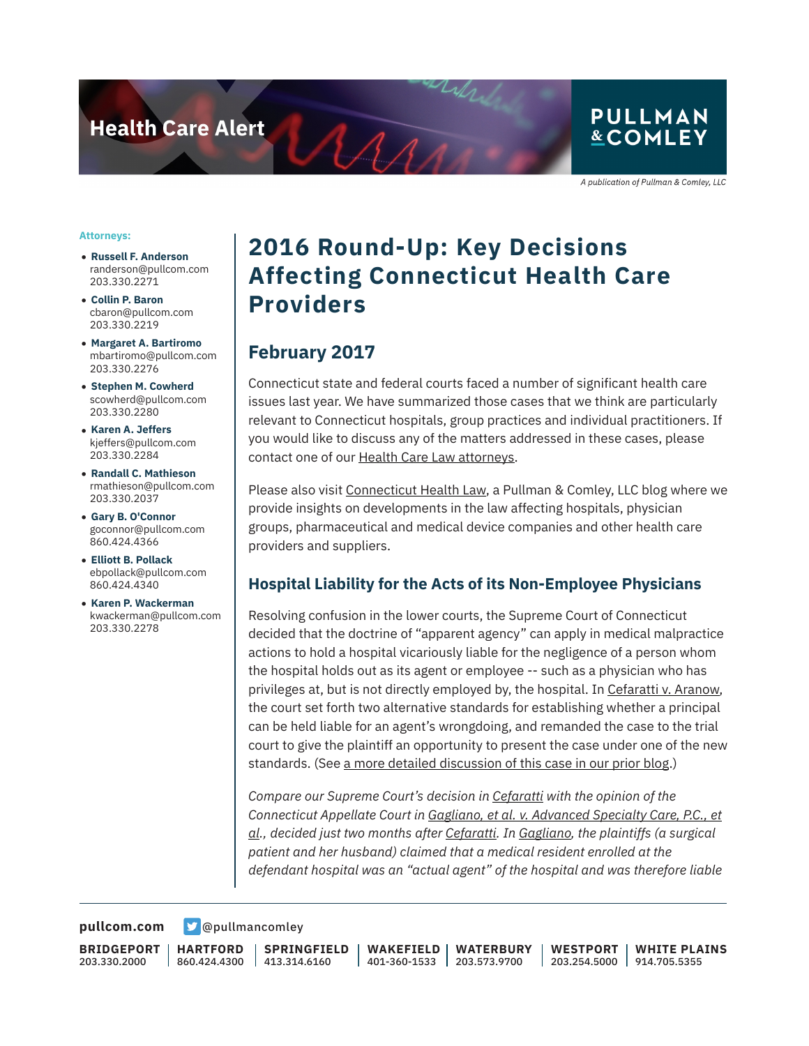Health Care Alert

PULLMAN & COMLEY

*A publication of Pullman & Comley, LLC*

**Attorneys:**

- **Russell F. Anderson**
  randerson@pullcom.com
  203.330.2271
- **Collin P. Baron**
  cbaron@pullcom.com
  203.330.2219
- **Margaret A. Bartiromo**
  mbartiromo@pullcom.com
  203.330.2276
- **Stephen M. Cowherd**
  scowherd@pullcom.com
  203.330.2280
- **Karen A. Jeffers**
  kjeffers@pullcom.com
  203.330.2284
- **Randall C. Mathieson**
  rmathieson@pullcom.com
  203.330.2037
- **Gary B. O'Connor**
  goconnor@pullcom.com
  860.424.4366
- **Elliott B. Pollack**
  ebpollack@pullcom.com
  860.424.4340
- **Karen P. Wackerman**
  kwackerman@pullcom.com
  203.330.2278

# 2016 Round-Up: Key Decisions Affecting Connecticut Health Care Providers

## February 2017

Connecticut state and federal courts faced a number of significant health care issues last year. We have summarized those cases that we think are particularly relevant to Connecticut hospitals, group practices and individual practitioners. If you would like to discuss any of the matters addressed in these cases, please contact one of our Health Care Law attorneys.

Please also visit Connecticut Health Law, a Pullman & Comley, LLC blog where we provide insights on developments in the law affecting hospitals, physician groups, pharmaceutical and medical device companies and other health care providers and suppliers.

### Hospital Liability for the Acts of its Non-Employee Physicians

Resolving confusion in the lower courts, the Supreme Court of Connecticut decided that the doctrine of "apparent agency" can apply in medical malpractice actions to hold a hospital vicariously liable for the negligence of a person whom the hospital holds out as its agent or employee -- such as a physician who has privileges at, but is not directly employed by, the hospital. In Cefaratti v. Aranow, the court set forth two alternative standards for establishing whether a principal can be held liable for an agent's wrongdoing, and remanded the case to the trial court to give the plaintiff an opportunity to present the case under one of the new standards. (See a more detailed discussion of this case in our prior blog.)

*Compare our Supreme Court's decision in Cefaratti with the opinion of the Connecticut Appellate Court in Gagliano, et al. v. Advanced Specialty Care, P.C., et al., decided just two months after Cefaratti. In Gagliano, the plaintiffs (a surgical patient and her husband) claimed that a medical resident enrolled at the defendant hospital was an "actual agent" of the hospital and was therefore liable*

pullcom.com @pullmancomley

| BRIDGEPORT | HARTFORD | SPRINGFIELD | WAKEFIELD | WATERBURY | WESTPORT | WHITE PLAINS |
|---|---|---|---|---|---|---|
| 203.330.2000 | 860.424.4300 | 413.314.6160 | 401-360-1533 | 203.573.9700 | 203.254.5000 | 914.705.5355 |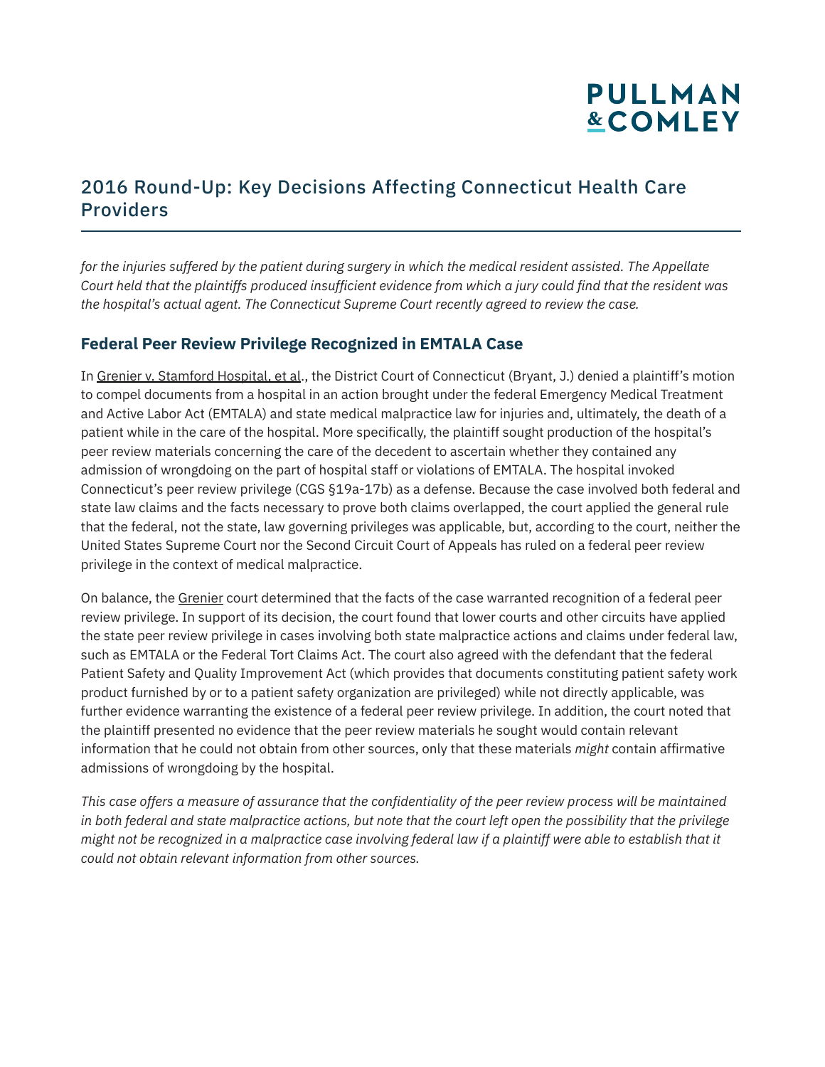*for the injuries suffered by the patient during surgery in which the medical resident assisted. The Appellate Court held that the plaintiffs produced insufficient evidence from which a jury could find that the resident was the hospital's actual agent. The Connecticut Supreme Court recently agreed to review the case.*

### Federal Peer Review Privilege Recognized in EMTALA Case

In Grenier v. Stamford Hospital, et al., the District Court of Connecticut (Bryant, J.) denied a plaintiff's motion to compel documents from a hospital in an action brought under the federal Emergency Medical Treatment and Active Labor Act (EMTALA) and state medical malpractice law for injuries and, ultimately, the death of a patient while in the care of the hospital. More specifically, the plaintiff sought production of the hospital's peer review materials concerning the care of the decedent to ascertain whether they contained any admission of wrongdoing on the part of hospital staff or violations of EMTALA. The hospital invoked Connecticut's peer review privilege (CGS §19a-17b) as a defense. Because the case involved both federal and state law claims and the facts necessary to prove both claims overlapped, the court applied the general rule that the federal, not the state, law governing privileges was applicable, but, according to the court, neither the United States Supreme Court nor the Second Circuit Court of Appeals has ruled on a federal peer review privilege in the context of medical malpractice.

On balance, the Grenier court determined that the facts of the case warranted recognition of a federal peer review privilege. In support of its decision, the court found that lower courts and other circuits have applied the state peer review privilege in cases involving both state malpractice actions and claims under federal law, such as EMTALA or the Federal Tort Claims Act. The court also agreed with the defendant that the federal Patient Safety and Quality Improvement Act (which provides that documents constituting patient safety work product furnished by or to a patient safety organization are privileged) while not directly applicable, was further evidence warranting the existence of a federal peer review privilege. In addition, the court noted that the plaintiff presented no evidence that the peer review materials he sought would contain relevant information that he could not obtain from other sources, only that these materials *might* contain affirmative admissions of wrongdoing by the hospital.

*This case offers a measure of assurance that the confidentiality of the peer review process will be maintained in both federal and state malpractice actions, but note that the court left open the possibility that the privilege might not be recognized in a malpractice case involving federal law if a plaintiff were able to establish that it could not obtain relevant information from other sources.*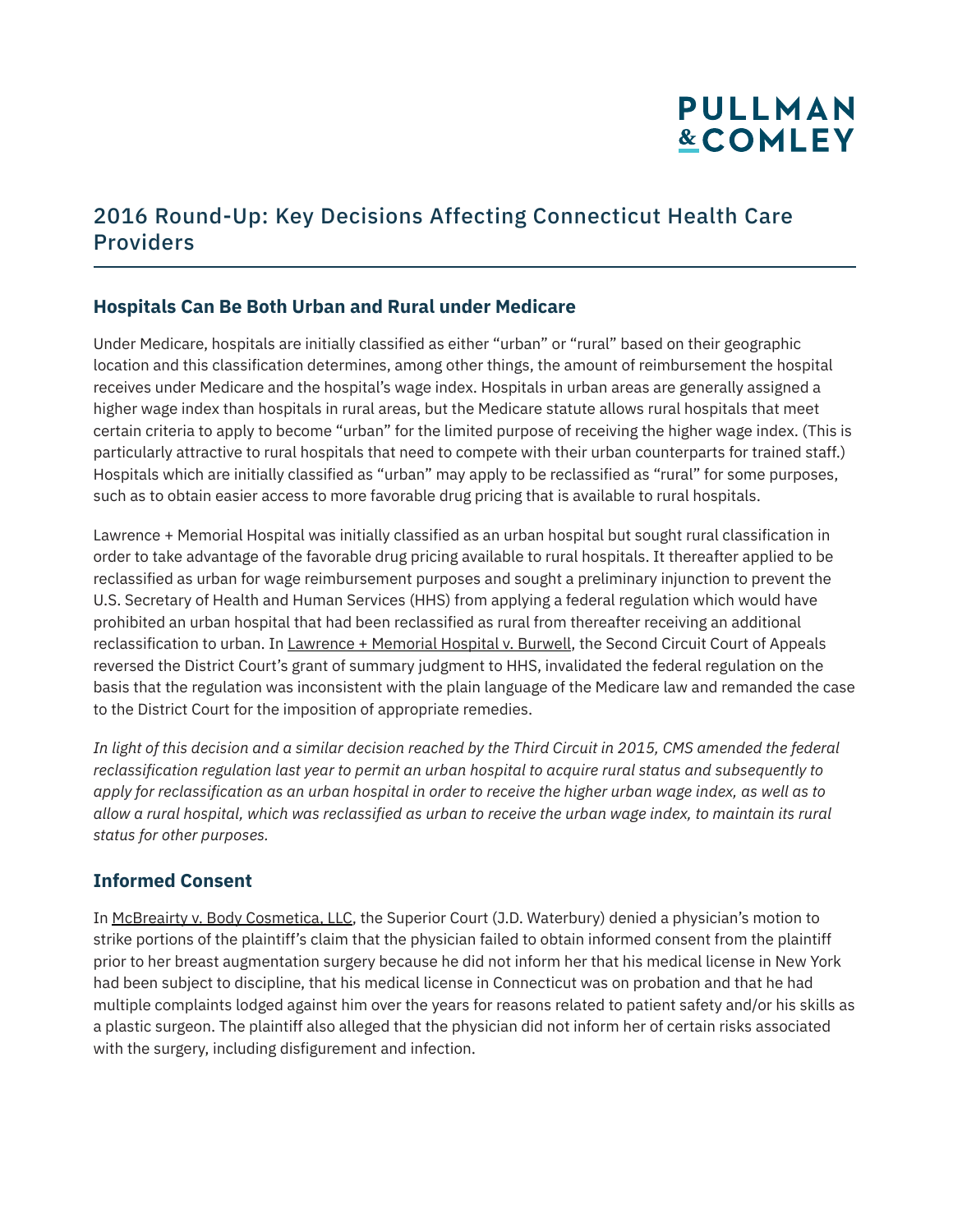## 2016 Round-Up: Key Decisions Affecting Connecticut Health Care Providers

### Hospitals Can Be Both Urban and Rural under Medicare

Under Medicare, hospitals are initially classified as either "urban" or "rural" based on their geographic location and this classification determines, among other things, the amount of reimbursement the hospital receives under Medicare and the hospital's wage index. Hospitals in urban areas are generally assigned a higher wage index than hospitals in rural areas, but the Medicare statute allows rural hospitals that meet certain criteria to apply to become "urban" for the limited purpose of receiving the higher wage index. (This is particularly attractive to rural hospitals that need to compete with their urban counterparts for trained staff.) Hospitals which are initially classified as "urban" may apply to be reclassified as "rural" for some purposes, such as to obtain easier access to more favorable drug pricing that is available to rural hospitals.

Lawrence + Memorial Hospital was initially classified as an urban hospital but sought rural classification in order to take advantage of the favorable drug pricing available to rural hospitals. It thereafter applied to be reclassified as urban for wage reimbursement purposes and sought a preliminary injunction to prevent the U.S. Secretary of Health and Human Services (HHS) from applying a federal regulation which would have prohibited an urban hospital that had been reclassified as rural from thereafter receiving an additional reclassification to urban. In Lawrence + Memorial Hospital v. Burwell, the Second Circuit Court of Appeals reversed the District Court's grant of summary judgment to HHS, invalidated the federal regulation on the basis that the regulation was inconsistent with the plain language of the Medicare law and remanded the case to the District Court for the imposition of appropriate remedies.

*In light of this decision and a similar decision reached by the Third Circuit in 2015, CMS amended the federal reclassification regulation last year to permit an urban hospital to acquire rural status and subsequently to apply for reclassification as an urban hospital in order to receive the higher urban wage index, as well as to allow a rural hospital, which was reclassified as urban to receive the urban wage index, to maintain its rural status for other purposes.*

### Informed Consent

In McBreairty v. Body Cosmetica, LLC, the Superior Court (J.D. Waterbury) denied a physician's motion to strike portions of the plaintiff's claim that the physician failed to obtain informed consent from the plaintiff prior to her breast augmentation surgery because he did not inform her that his medical license in New York had been subject to discipline, that his medical license in Connecticut was on probation and that he had multiple complaints lodged against him over the years for reasons related to patient safety and/or his skills as a plastic surgeon. The plaintiff also alleged that the physician did not inform her of certain risks associated with the surgery, including disfigurement and infection.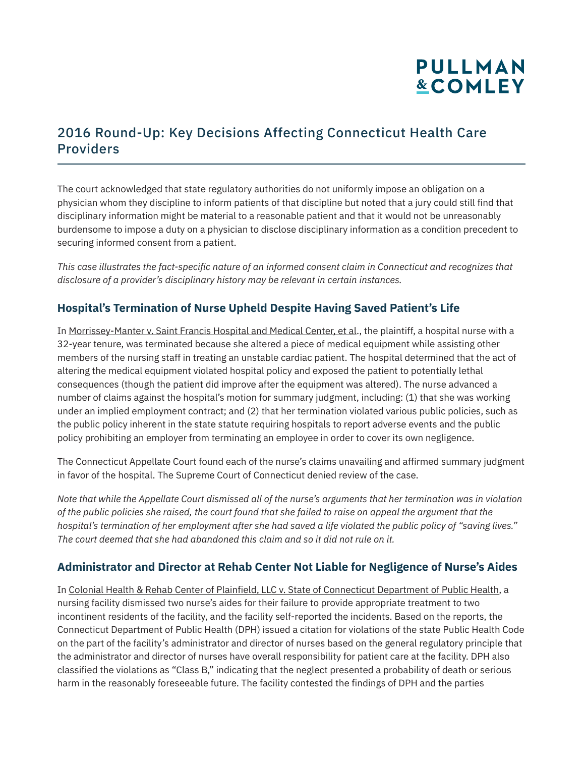The court acknowledged that state regulatory authorities do not uniformly impose an obligation on a physician whom they discipline to inform patients of that discipline but noted that a jury could still find that disciplinary information might be material to a reasonable patient and that it would not be unreasonably burdensome to impose a duty on a physician to disclose disciplinary information as a condition precedent to securing informed consent from a patient.

*This case illustrates the fact-specific nature of an informed consent claim in Connecticut and recognizes that disclosure of a provider's disciplinary history may be relevant in certain instances.*

### Hospital's Termination of Nurse Upheld Despite Having Saved Patient's Life

In Morrissey-Manter v. Saint Francis Hospital and Medical Center, et al., the plaintiff, a hospital nurse with a 32-year tenure, was terminated because she altered a piece of medical equipment while assisting other members of the nursing staff in treating an unstable cardiac patient. The hospital determined that the act of altering the medical equipment violated hospital policy and exposed the patient to potentially lethal consequences (though the patient did improve after the equipment was altered). The nurse advanced a number of claims against the hospital's motion for summary judgment, including: (1) that she was working under an implied employment contract; and (2) that her termination violated various public policies, such as the public policy inherent in the state statute requiring hospitals to report adverse events and the public policy prohibiting an employer from terminating an employee in order to cover its own negligence.

The Connecticut Appellate Court found each of the nurse's claims unavailing and affirmed summary judgment in favor of the hospital. The Supreme Court of Connecticut denied review of the case.

*Note that while the Appellate Court dismissed all of the nurse's arguments that her termination was in violation of the public policies she raised, the court found that she failed to raise on appeal the argument that the hospital's termination of her employment after she had saved a life violated the public policy of "saving lives." The court deemed that she had abandoned this claim and so it did not rule on it.*

### Administrator and Director at Rehab Center Not Liable for Negligence of Nurse's Aides

In Colonial Health & Rehab Center of Plainfield, LLC v. State of Connecticut Department of Public Health, a nursing facility dismissed two nurse's aides for their failure to provide appropriate treatment to two incontinent residents of the facility, and the facility self-reported the incidents. Based on the reports, the Connecticut Department of Public Health (DPH) issued a citation for violations of the state Public Health Code on the part of the facility's administrator and director of nurses based on the general regulatory principle that the administrator and director of nurses have overall responsibility for patient care at the facility. DPH also classified the violations as "Class B," indicating that the neglect presented a probability of death or serious harm in the reasonably foreseeable future. The facility contested the findings of DPH and the parties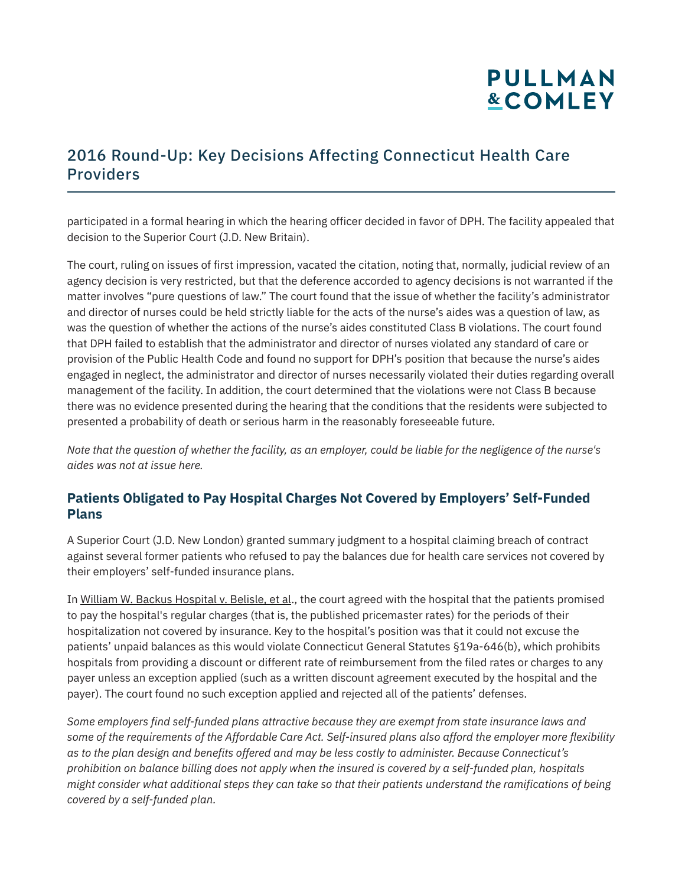participated in a formal hearing in which the hearing officer decided in favor of DPH. The facility appealed that decision to the Superior Court (J.D. New Britain).

The court, ruling on issues of first impression, vacated the citation, noting that, normally, judicial review of an agency decision is very restricted, but that the deference accorded to agency decisions is not warranted if the matter involves "pure questions of law." The court found that the issue of whether the facility's administrator and director of nurses could be held strictly liable for the acts of the nurse's aides was a question of law, as was the question of whether the actions of the nurse's aides constituted Class B violations. The court found that DPH failed to establish that the administrator and director of nurses violated any standard of care or provision of the Public Health Code and found no support for DPH's position that because the nurse's aides engaged in neglect, the administrator and director of nurses necessarily violated their duties regarding overall management of the facility. In addition, the court determined that the violations were not Class B because there was no evidence presented during the hearing that the conditions that the residents were subjected to presented a probability of death or serious harm in the reasonably foreseeable future.

*Note that the question of whether the facility, as an employer, could be liable for the negligence of the nurse's aides was not at issue here.*

## Patients Obligated to Pay Hospital Charges Not Covered by Employers' Self-Funded Plans

A Superior Court (J.D. New London) granted summary judgment to a hospital claiming breach of contract against several former patients who refused to pay the balances due for health care services not covered by their employers' self-funded insurance plans.

In William W. Backus Hospital v. Belisle, et al., the court agreed with the hospital that the patients promised to pay the hospital's regular charges (that is, the published pricemaster rates) for the periods of their hospitalization not covered by insurance. Key to the hospital's position was that it could not excuse the patients' unpaid balances as this would violate Connecticut General Statutes §19a-646(b), which prohibits hospitals from providing a discount or different rate of reimbursement from the filed rates or charges to any payer unless an exception applied (such as a written discount agreement executed by the hospital and the payer). The court found no such exception applied and rejected all of the patients' defenses.

*Some employers find self-funded plans attractive because they are exempt from state insurance laws and some of the requirements of the Affordable Care Act. Self-insured plans also afford the employer more flexibility as to the plan design and benefits offered and may be less costly to administer. Because Connecticut's prohibition on balance billing does not apply when the insured is covered by a self-funded plan, hospitals might consider what additional steps they can take so that their patients understand the ramifications of being covered by a self-funded plan.*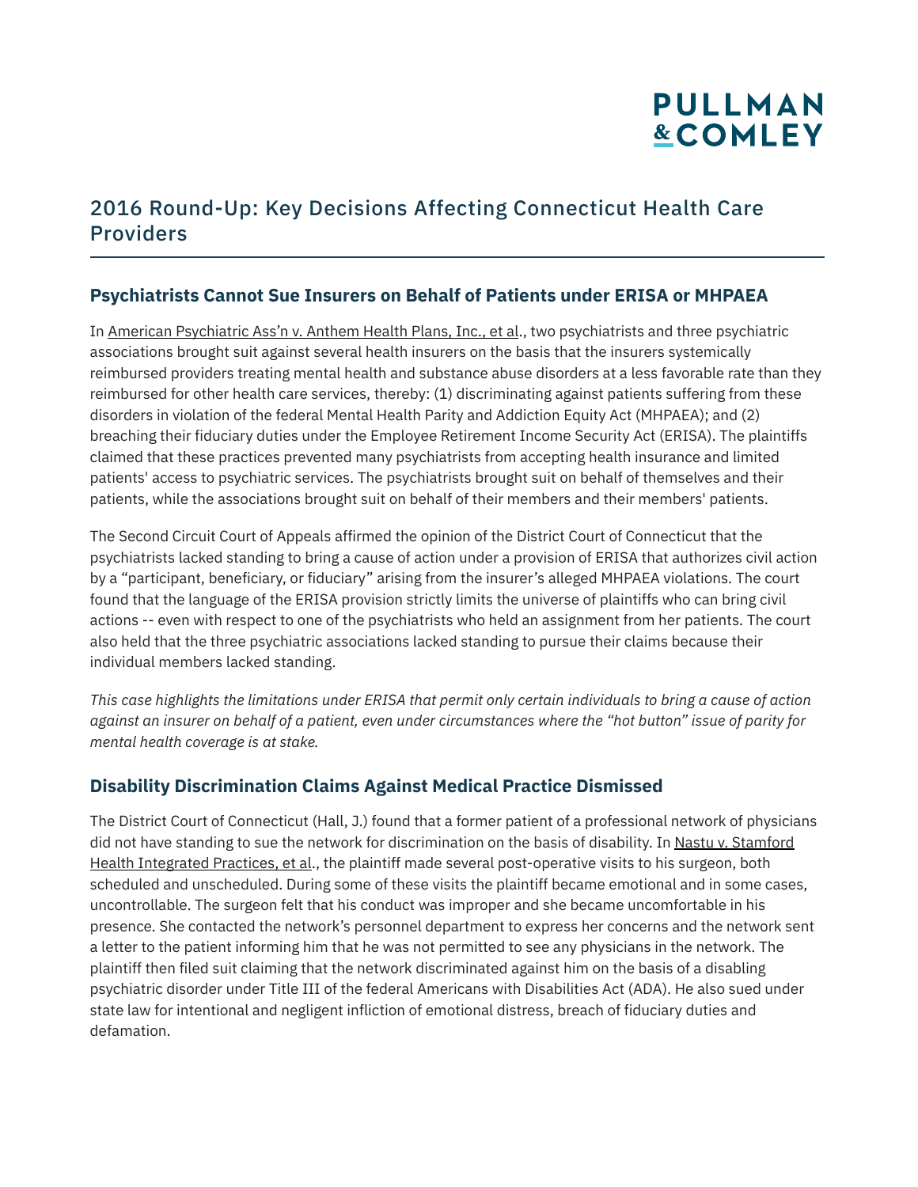## 2016 Round-Up: Key Decisions Affecting Connecticut Health Care Providers

### Psychiatrists Cannot Sue Insurers on Behalf of Patients under ERISA or MHPAEA

In American Psychiatric Ass'n v. Anthem Health Plans, Inc., et al., two psychiatrists and three psychiatric associations brought suit against several health insurers on the basis that the insurers systemically reimbursed providers treating mental health and substance abuse disorders at a less favorable rate than they reimbursed for other health care services, thereby: (1) discriminating against patients suffering from these disorders in violation of the federal Mental Health Parity and Addiction Equity Act (MHPAEA); and (2) breaching their fiduciary duties under the Employee Retirement Income Security Act (ERISA). The plaintiffs claimed that these practices prevented many psychiatrists from accepting health insurance and limited patients' access to psychiatric services. The psychiatrists brought suit on behalf of themselves and their patients, while the associations brought suit on behalf of their members and their members' patients.

The Second Circuit Court of Appeals affirmed the opinion of the District Court of Connecticut that the psychiatrists lacked standing to bring a cause of action under a provision of ERISA that authorizes civil action by a "participant, beneficiary, or fiduciary" arising from the insurer's alleged MHPAEA violations. The court found that the language of the ERISA provision strictly limits the universe of plaintiffs who can bring civil actions -- even with respect to one of the psychiatrists who held an assignment from her patients. The court also held that the three psychiatric associations lacked standing to pursue their claims because their individual members lacked standing.

*This case highlights the limitations under ERISA that permit only certain individuals to bring a cause of action against an insurer on behalf of a patient, even under circumstances where the "hot button" issue of parity for mental health coverage is at stake.*

### Disability Discrimination Claims Against Medical Practice Dismissed

The District Court of Connecticut (Hall, J.) found that a former patient of a professional network of physicians did not have standing to sue the network for discrimination on the basis of disability. In Nastu v. Stamford Health Integrated Practices, et al., the plaintiff made several post-operative visits to his surgeon, both scheduled and unscheduled. During some of these visits the plaintiff became emotional and in some cases, uncontrollable. The surgeon felt that his conduct was improper and she became uncomfortable in his presence. She contacted the network's personnel department to express her concerns and the network sent a letter to the patient informing him that he was not permitted to see any physicians in the network. The plaintiff then filed suit claiming that the network discriminated against him on the basis of a disabling psychiatric disorder under Title III of the federal Americans with Disabilities Act (ADA). He also sued under state law for intentional and negligent infliction of emotional distress, breach of fiduciary duties and defamation.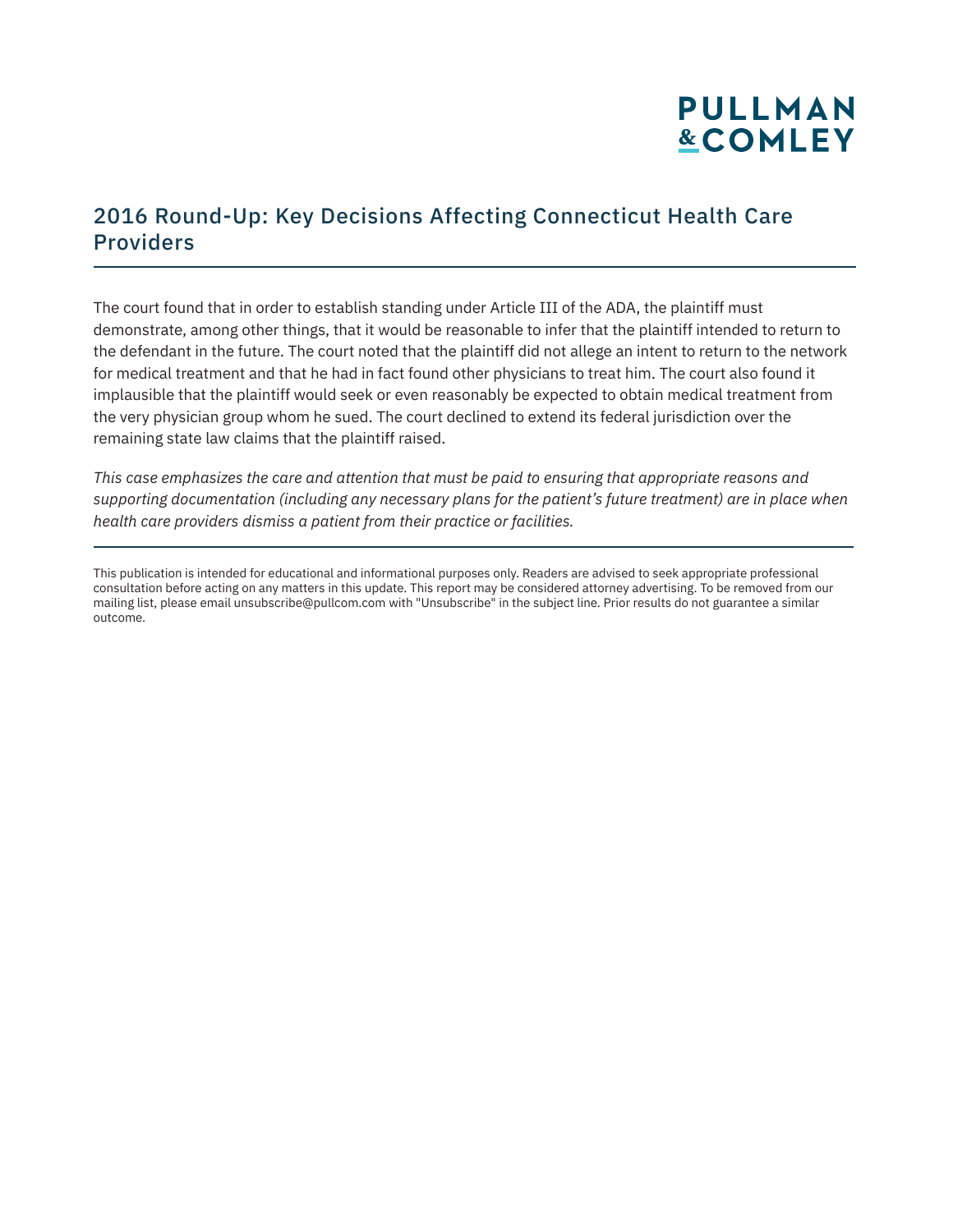The court found that in order to establish standing under Article III of the ADA, the plaintiff must demonstrate, among other things, that it would be reasonable to infer that the plaintiff intended to return to the defendant in the future. The court noted that the plaintiff did not allege an intent to return to the network for medical treatment and that he had in fact found other physicians to treat him. The court also found it implausible that the plaintiff would seek or even reasonably be expected to obtain medical treatment from the very physician group whom he sued. The court declined to extend its federal jurisdiction over the remaining state law claims that the plaintiff raised.

*This case emphasizes the care and attention that must be paid to ensuring that appropriate reasons and supporting documentation (including any necessary plans for the patient's future treatment) are in place when health care providers dismiss a patient from their practice or facilities.*

---

This publication is intended for educational and informational purposes only. Readers are advised to seek appropriate professional consultation before acting on any matters in this update. This report may be considered attorney advertising. To be removed from our mailing list, please email unsubscribe@pullcom.com with "Unsubscribe" in the subject line. Prior results do not guarantee a similar outcome.